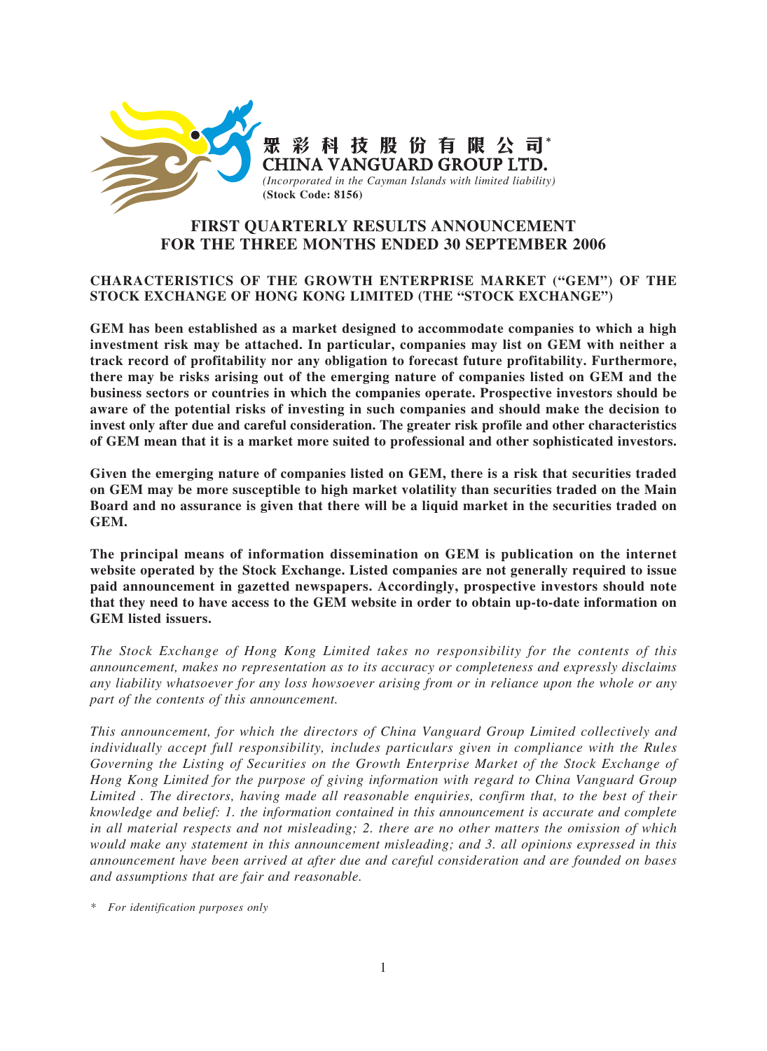眾彩科技股份有限公司*
**CHINA VANGUARD GROUP LTD.**
*(Incorporated in the Cayman Islands with limited liability)*
**(Stock Code: 8156)**

# FIRST QUARTERLY RESULTS ANNOUNCEMENT FOR THE THREE MONTHS ENDED 30 SEPTEMBER 2006

## CHARACTERISTICS OF THE GROWTH ENTERPRISE MARKET ("GEM") OF THE STOCK EXCHANGE OF HONG KONG LIMITED (THE "STOCK EXCHANGE")

**GEM has been established as a market designed to accommodate companies to which a high investment risk may be attached. In particular, companies may list on GEM with neither a track record of profitability nor any obligation to forecast future profitability. Furthermore, there may be risks arising out of the emerging nature of companies listed on GEM and the business sectors or countries in which the companies operate. Prospective investors should be aware of the potential risks of investing in such companies and should make the decision to invest only after due and careful consideration. The greater risk profile and other characteristics of GEM mean that it is a market more suited to professional and other sophisticated investors.**

**Given the emerging nature of companies listed on GEM, there is a risk that securities traded on GEM may be more susceptible to high market volatility than securities traded on the Main Board and no assurance is given that there will be a liquid market in the securities traded on GEM.**

**The principal means of information dissemination on GEM is publication on the internet website operated by the Stock Exchange. Listed companies are not generally required to issue paid announcement in gazetted newspapers. Accordingly, prospective investors should note that they need to have access to the GEM website in order to obtain up-to-date information on GEM listed issuers.**

*The Stock Exchange of Hong Kong Limited takes no responsibility for the contents of this announcement, makes no representation as to its accuracy or completeness and expressly disclaims any liability whatsoever for any loss howsoever arising from or in reliance upon the whole or any part of the contents of this announcement.*

*This announcement, for which the directors of China Vanguard Group Limited collectively and individually accept full responsibility, includes particulars given in compliance with the Rules Governing the Listing of Securities on the Growth Enterprise Market of the Stock Exchange of Hong Kong Limited for the purpose of giving information with regard to China Vanguard Group Limited . The directors, having made all reasonable enquiries, confirm that, to the best of their knowledge and belief: 1. the information contained in this announcement is accurate and complete in all material respects and not misleading; 2. there are no other matters the omission of which would make any statement in this announcement misleading; and 3. all opinions expressed in this announcement have been arrived at after due and careful consideration and are founded on bases and assumptions that are fair and reasonable.*

\* *For identification purposes only*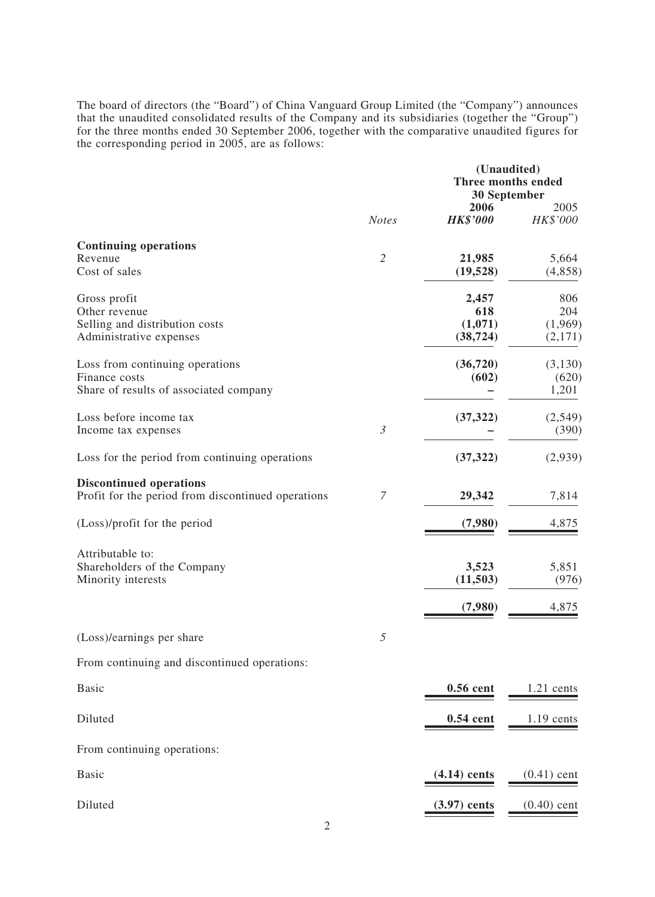The board of directors (the "Board") of China Vanguard Group Limited (the "Company") announces that the unaudited consolidated results of the Company and its subsidiaries (together the "Group") for the three months ended 30 September 2006, together with the comparative unaudited figures for the corresponding period in 2005, are as follows:

| | *Notes* | (Unaudited) Three months ended 30 September 2006 *HK$'000* | 2005 *HK$'000* |
|---|---|---|---|
| **Continuing operations** | | | |
| Revenue | *2* | **21,985** | 5,664 |
| Cost of sales | | **(19,528)** | (4,858) |
| Gross profit | | **2,457** | 806 |
| Other revenue | | **618** | 204 |
| Selling and distribution costs | | **(1,071)** | (1,969) |
| Administrative expenses | | **(38,724)** | (2,171) |
| Loss from continuing operations | | **(36,720)** | (3,130) |
| Finance costs | | **(602)** | (620) |
| Share of results of associated company | | **–** | 1,201 |
| Loss before income tax | | **(37,322)** | (2,549) |
| Income tax expenses | *3* | **–** | (390) |
| Loss for the period from continuing operations | | **(37,322)** | (2,939) |
| **Discontinued operations** | | | |
| Profit for the period from discontinued operations | *7* | **29,342** | 7,814 |
| (Loss)/profit for the period | | **(7,980)** | 4,875 |
| Attributable to: | | | |
| Shareholders of the Company | | **3,523** | 5,851 |
| Minority interests | | **(11,503)** | (976) |
| | | **(7,980)** | 4,875 |
| (Loss)/earnings per share | *5* | | |
| From continuing and discontinued operations: | | | |
| Basic | | **0.56 cent** | 1.21 cents |
| Diluted | | **0.54 cent** | 1.19 cents |
| From continuing operations: | | | |
| Basic | | **(4.14) cents** | (0.41) cent |
| Diluted | | **(3.97) cents** | (0.40) cent |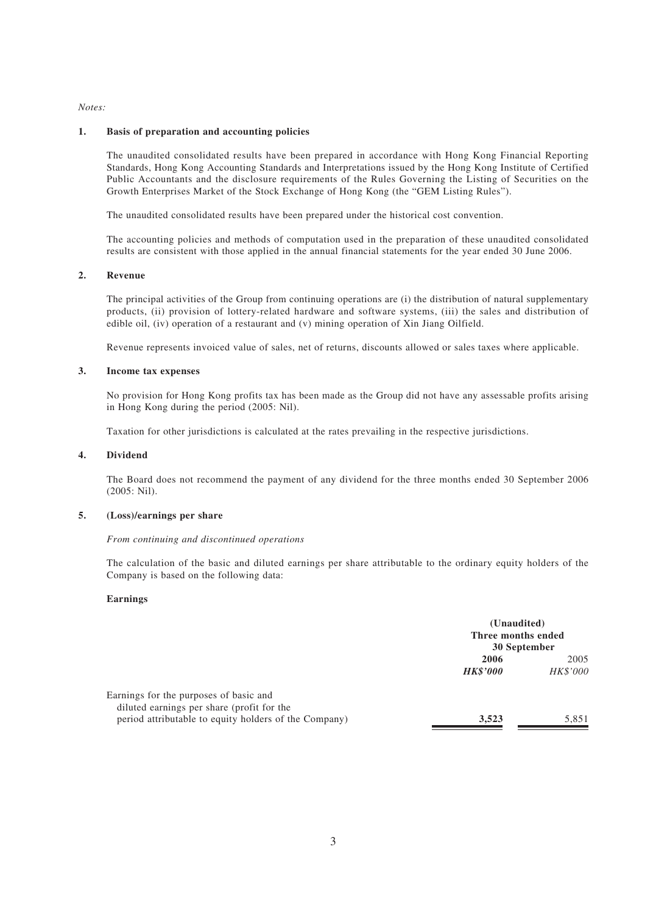*Notes:*

## 1. Basis of preparation and accounting policies

The unaudited consolidated results have been prepared in accordance with Hong Kong Financial Reporting Standards, Hong Kong Accounting Standards and Interpretations issued by the Hong Kong Institute of Certified Public Accountants and the disclosure requirements of the Rules Governing the Listing of Securities on the Growth Enterprises Market of the Stock Exchange of Hong Kong (the "GEM Listing Rules").

The unaudited consolidated results have been prepared under the historical cost convention.

The accounting policies and methods of computation used in the preparation of these unaudited consolidated results are consistent with those applied in the annual financial statements for the year ended 30 June 2006.

## 2. Revenue

The principal activities of the Group from continuing operations are (i) the distribution of natural supplementary products, (ii) provision of lottery-related hardware and software systems, (iii) the sales and distribution of edible oil, (iv) operation of a restaurant and (v) mining operation of Xin Jiang Oilfield.

Revenue represents invoiced value of sales, net of returns, discounts allowed or sales taxes where applicable.

## 3. Income tax expenses

No provision for Hong Kong profits tax has been made as the Group did not have any assessable profits arising in Hong Kong during the period (2005: Nil).

Taxation for other jurisdictions is calculated at the rates prevailing in the respective jurisdictions.

## 4. Dividend

The Board does not recommend the payment of any dividend for the three months ended 30 September 2006 (2005: Nil).

## 5. (Loss)/earnings per share

*From continuing and discontinued operations*

The calculation of the basic and diluted earnings per share attributable to the ordinary equity holders of the Company is based on the following data:

**Earnings**

| | (Unaudited) Three months ended 30 September | |
|---|---|---|
| | **2006** | 2005 |
| | ***HK$'000*** | *HK$'000* |
| Earnings for the purposes of basic and diluted earnings per share (profit for the period attributable to equity holders of the Company) | **3,523** | 5,851 |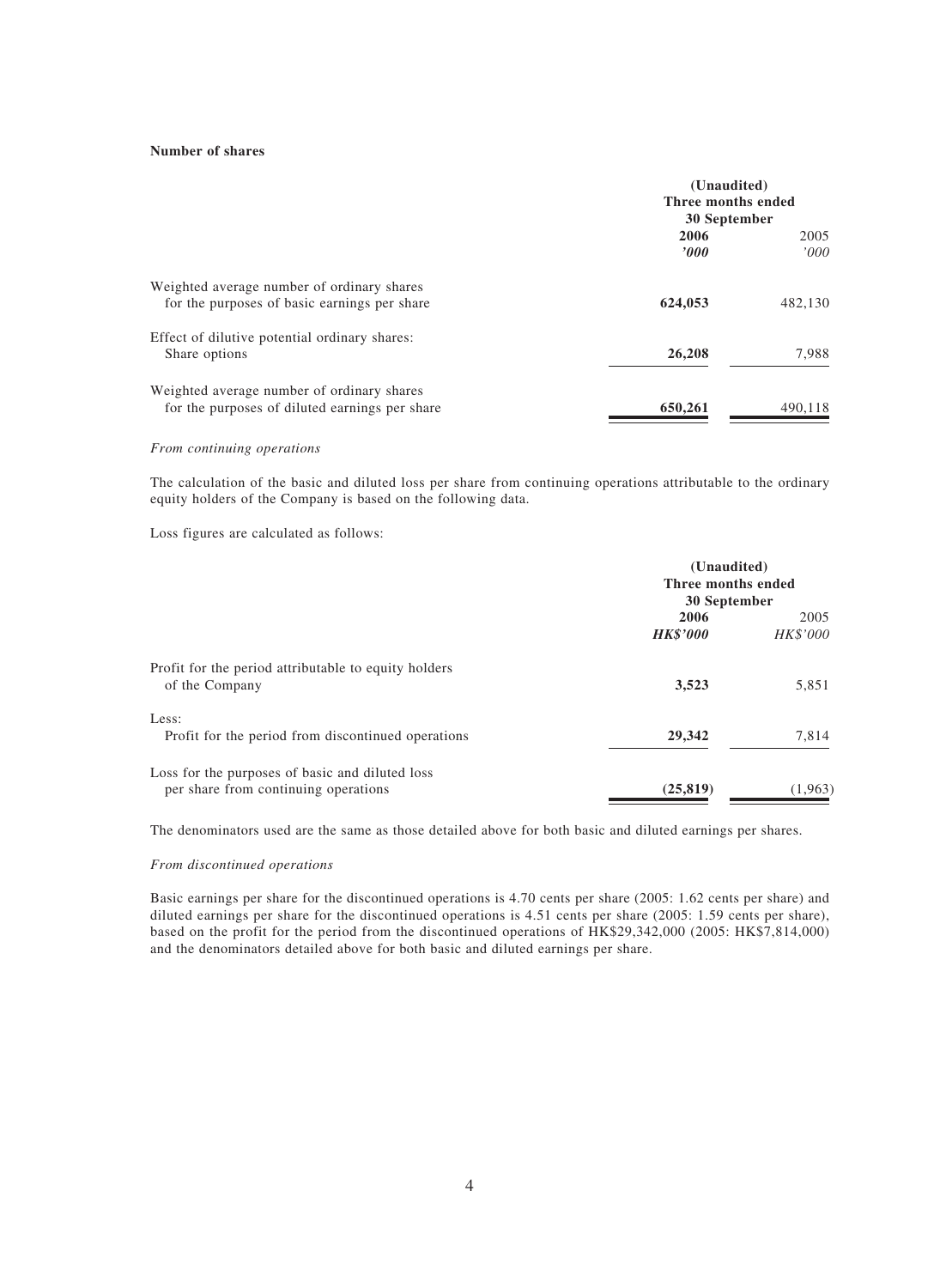**Number of shares**

| | (Unaudited) Three months ended 30 September | |
|---|---|---|
| | **2006** | 2005 |
| | ***'000*** | *'000* |
| Weighted average number of ordinary shares for the purposes of basic earnings per share | **624,053** | 482,130 |
| Effect of dilutive potential ordinary shares: Share options | **26,208** | 7,988 |
| Weighted average number of ordinary shares for the purposes of diluted earnings per share | **650,261** | 490,118 |

*From continuing operations*

The calculation of the basic and diluted loss per share from continuing operations attributable to the ordinary equity holders of the Company is based on the following data.

Loss figures are calculated as follows:

| | (Unaudited) Three months ended 30 September | |
|---|---|---|
| | **2006** | 2005 |
| | ***HK$'000*** | *HK$'000* |
| Profit for the period attributable to equity holders of the Company | **3,523** | 5,851 |
| Less: Profit for the period from discontinued operations | **29,342** | 7,814 |
| Loss for the purposes of basic and diluted loss per share from continuing operations | **(25,819)** | (1,963) |

The denominators used are the same as those detailed above for both basic and diluted earnings per shares.

*From discontinued operations*

Basic earnings per share for the discontinued operations is 4.70 cents per share (2005: 1.62 cents per share) and diluted earnings per share for the discontinued operations is 4.51 cents per share (2005: 1.59 cents per share), based on the profit for the period from the discontinued operations of HK$29,342,000 (2005: HK$7,814,000) and the denominators detailed above for both basic and diluted earnings per share.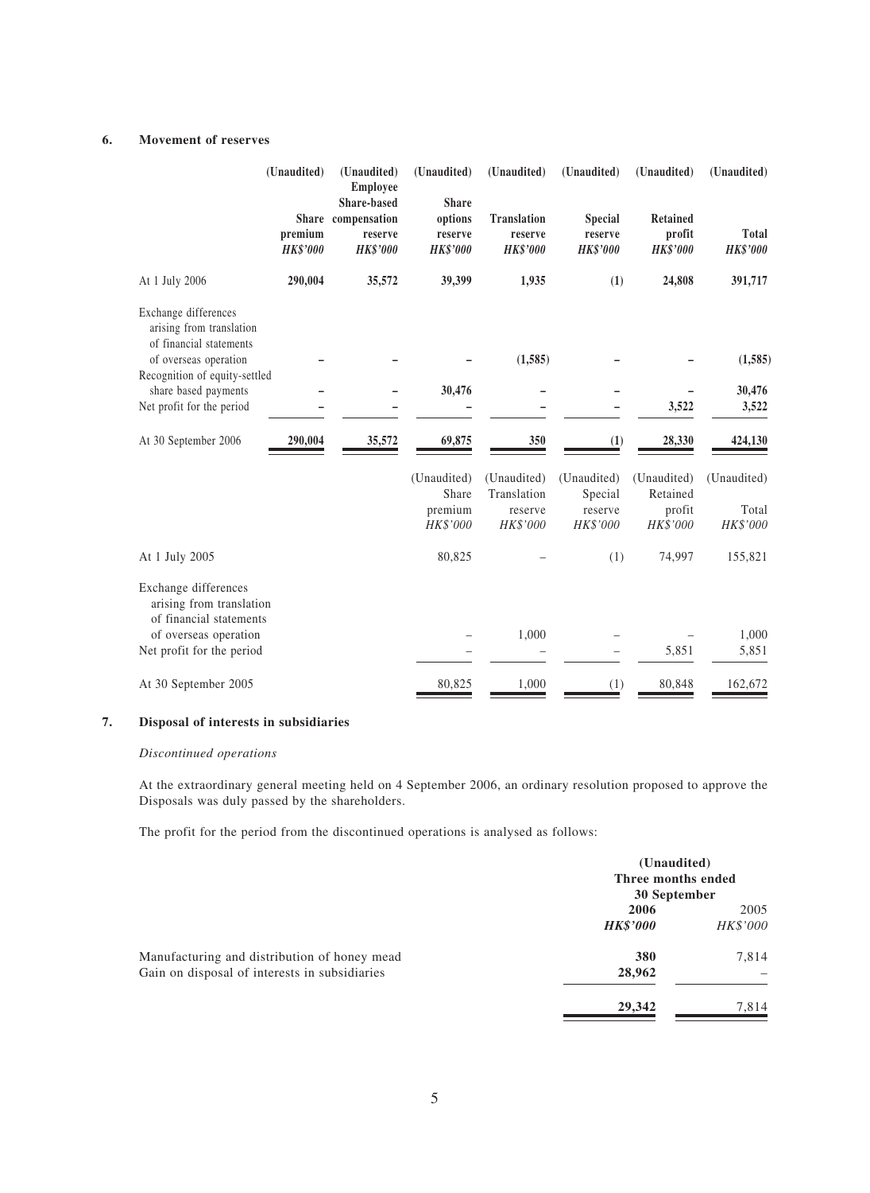## 6. Movement of reserves

| | (Unaudited) Share premium HK$'000 | (Unaudited) Employee Share-based compensation reserve HK$'000 | (Unaudited) Share options reserve HK$'000 | (Unaudited) Translation reserve HK$'000 | (Unaudited) Special reserve HK$'000 | (Unaudited) Retained profit HK$'000 | (Unaudited) Total HK$'000 |
|---|---|---|---|---|---|---|---|
| At 1 July 2006 | **290,004** | **35,572** | **39,399** | **1,935** | **(1)** | **24,808** | **391,717** |
| Exchange differences arising from translation of financial statements of overseas operation | – | – | – | (1,585) | – | – | (1,585) |
| Recognition of equity-settled share based payments | – | – | 30,476 | – | – | – | 30,476 |
| Net profit for the period | – | – | – | – | – | 3,522 | 3,522 |
| At 30 September 2006 | **290,004** | **35,572** | **69,875** | **350** | **(1)** | **28,330** | **424,130** |

| | (Unaudited) Share premium HK$'000 | (Unaudited) Translation reserve HK$'000 | (Unaudited) Special reserve HK$'000 | (Unaudited) Retained profit HK$'000 | (Unaudited) Total HK$'000 |
|---|---|---|---|---|---|
| At 1 July 2005 | 80,825 | – | (1) | 74,997 | 155,821 |
| Exchange differences arising from translation of financial statements of overseas operation | – | 1,000 | – | – | 1,000 |
| Net profit for the period | – | – | – | 5,851 | 5,851 |
| At 30 September 2005 | 80,825 | 1,000 | (1) | 80,848 | 162,672 |

## 7. Disposal of interests in subsidiaries

*Discontinued operations*

At the extraordinary general meeting held on 4 September 2006, an ordinary resolution proposed to approve the Disposals was duly passed by the shareholders.

The profit for the period from the discontinued operations is analysed as follows:

| | (Unaudited) Three months ended 30 September | |
|---|---|---|
| | **2006** | 2005 |
| | ***HK$'000*** | *HK$'000* |
| Manufacturing and distribution of honey mead | **380** | 7,814 |
| Gain on disposal of interests in subsidiaries | **28,962** | – |
| | **29,342** | 7,814 |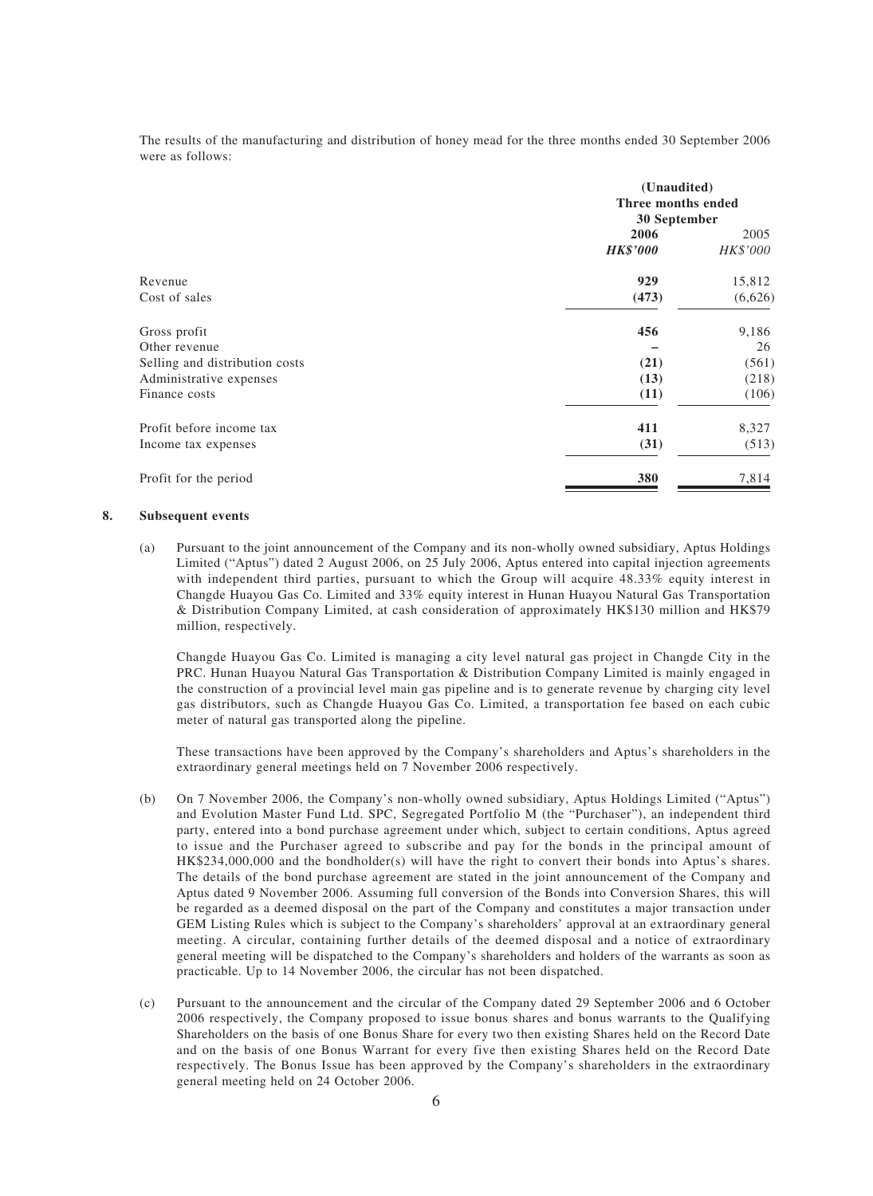The results of the manufacturing and distribution of honey mead for the three months ended 30 September 2006 were as follows:

| | (Unaudited) Three months ended 30 September | |
|---|---|---|
| | **2006** | 2005 |
| | ***HK$'000*** | *HK$'000* |
| Revenue | **929** | 15,812 |
| Cost of sales | **(473)** | (6,626) |
| Gross profit | **456** | 9,186 |
| Other revenue | **–** | 26 |
| Selling and distribution costs | **(21)** | (561) |
| Administrative expenses | **(13)** | (218) |
| Finance costs | **(11)** | (106) |
| Profit before income tax | **411** | 8,327 |
| Income tax expenses | **(31)** | (513) |
| Profit for the period | **380** | 7,814 |

## 8. Subsequent events

(a) Pursuant to the joint announcement of the Company and its non-wholly owned subsidiary, Aptus Holdings Limited ("Aptus") dated 2 August 2006, on 25 July 2006, Aptus entered into capital injection agreements with independent third parties, pursuant to which the Group will acquire 48.33% equity interest in Changde Huayou Gas Co. Limited and 33% equity interest in Hunan Huayou Natural Gas Transportation & Distribution Company Limited, at cash consideration of approximately HK$130 million and HK$79 million, respectively.

Changde Huayou Gas Co. Limited is managing a city level natural gas project in Changde City in the PRC. Hunan Huayou Natural Gas Transportation & Distribution Company Limited is mainly engaged in the construction of a provincial level main gas pipeline and is to generate revenue by charging city level gas distributors, such as Changde Huayou Gas Co. Limited, a transportation fee based on each cubic meter of natural gas transported along the pipeline.

These transactions have been approved by the Company's shareholders and Aptus's shareholders in the extraordinary general meetings held on 7 November 2006 respectively.

(b) On 7 November 2006, the Company's non-wholly owned subsidiary, Aptus Holdings Limited ("Aptus") and Evolution Master Fund Ltd. SPC, Segregated Portfolio M (the "Purchaser"), an independent third party, entered into a bond purchase agreement under which, subject to certain conditions, Aptus agreed to issue and the Purchaser agreed to subscribe and pay for the bonds in the principal amount of HK$234,000,000 and the bondholder(s) will have the right to convert their bonds into Aptus's shares. The details of the bond purchase agreement are stated in the joint announcement of the Company and Aptus dated 9 November 2006. Assuming full conversion of the Bonds into Conversion Shares, this will be regarded as a deemed disposal on the part of the Company and constitutes a major transaction under GEM Listing Rules which is subject to the Company's shareholders' approval at an extraordinary general meeting. A circular, containing further details of the deemed disposal and a notice of extraordinary general meeting will be dispatched to the Company's shareholders and holders of the warrants as soon as practicable. Up to 14 November 2006, the circular has not been dispatched.

(c) Pursuant to the announcement and the circular of the Company dated 29 September 2006 and 6 October 2006 respectively, the Company proposed to issue bonus shares and bonus warrants to the Qualifying Shareholders on the basis of one Bonus Share for every two then existing Shares held on the Record Date and on the basis of one Bonus Warrant for every five then existing Shares held on the Record Date respectively. The Bonus Issue has been approved by the Company's shareholders in the extraordinary general meeting held on 24 October 2006.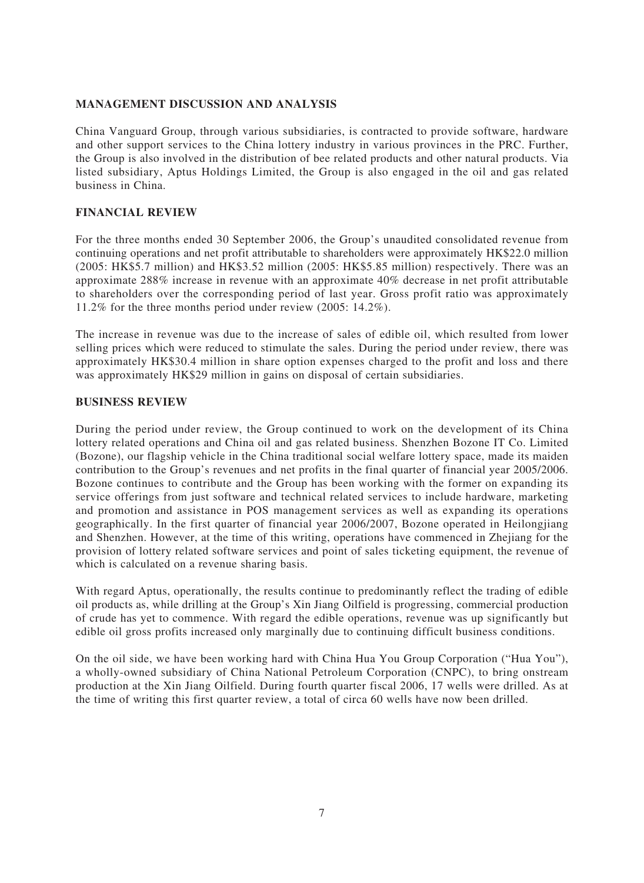## MANAGEMENT DISCUSSION AND ANALYSIS

China Vanguard Group, through various subsidiaries, is contracted to provide software, hardware and other support services to the China lottery industry in various provinces in the PRC. Further, the Group is also involved in the distribution of bee related products and other natural products. Via listed subsidiary, Aptus Holdings Limited, the Group is also engaged in the oil and gas related business in China.

## FINANCIAL REVIEW

For the three months ended 30 September 2006, the Group's unaudited consolidated revenue from continuing operations and net profit attributable to shareholders were approximately HK$22.0 million (2005: HK$5.7 million) and HK$3.52 million (2005: HK$5.85 million) respectively. There was an approximate 288% increase in revenue with an approximate 40% decrease in net profit attributable to shareholders over the corresponding period of last year. Gross profit ratio was approximately 11.2% for the three months period under review (2005: 14.2%).

The increase in revenue was due to the increase of sales of edible oil, which resulted from lower selling prices which were reduced to stimulate the sales. During the period under review, there was approximately HK$30.4 million in share option expenses charged to the profit and loss and there was approximately HK$29 million in gains on disposal of certain subsidiaries.

## BUSINESS REVIEW

During the period under review, the Group continued to work on the development of its China lottery related operations and China oil and gas related business. Shenzhen Bozone IT Co. Limited (Bozone), our flagship vehicle in the China traditional social welfare lottery space, made its maiden contribution to the Group's revenues and net profits in the final quarter of financial year 2005/2006. Bozone continues to contribute and the Group has been working with the former on expanding its service offerings from just software and technical related services to include hardware, marketing and promotion and assistance in POS management services as well as expanding its operations geographically. In the first quarter of financial year 2006/2007, Bozone operated in Heilongjiang and Shenzhen. However, at the time of this writing, operations have commenced in Zhejiang for the provision of lottery related software services and point of sales ticketing equipment, the revenue of which is calculated on a revenue sharing basis.

With regard Aptus, operationally, the results continue to predominantly reflect the trading of edible oil products as, while drilling at the Group's Xin Jiang Oilfield is progressing, commercial production of crude has yet to commence. With regard the edible operations, revenue was up significantly but edible oil gross profits increased only marginally due to continuing difficult business conditions.

On the oil side, we have been working hard with China Hua You Group Corporation ("Hua You"), a wholly-owned subsidiary of China National Petroleum Corporation (CNPC), to bring onstream production at the Xin Jiang Oilfield. During fourth quarter fiscal 2006, 17 wells were drilled. As at the time of writing this first quarter review, a total of circa 60 wells have now been drilled.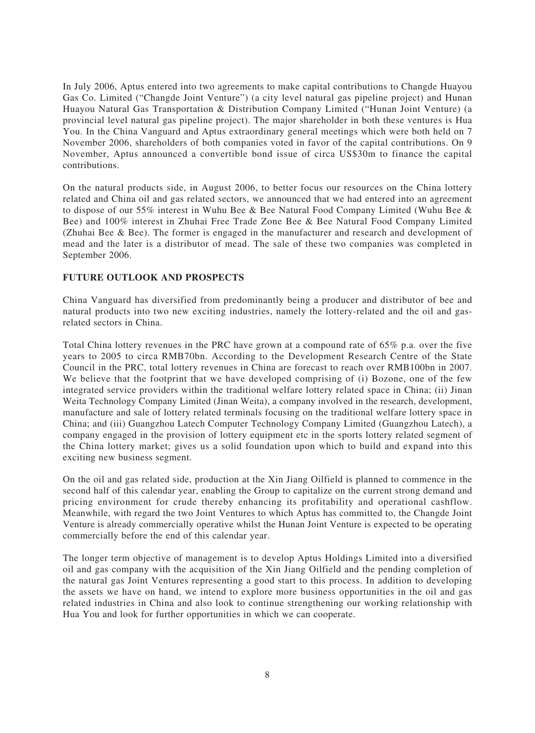In July 2006, Aptus entered into two agreements to make capital contributions to Changde Huayou Gas Co. Limited ("Changde Joint Venture") (a city level natural gas pipeline project) and Hunan Huayou Natural Gas Transportation & Distribution Company Limited ("Hunan Joint Venture) (a provincial level natural gas pipeline project). The major shareholder in both these ventures is Hua You. In the China Vanguard and Aptus extraordinary general meetings which were both held on 7 November 2006, shareholders of both companies voted in favor of the capital contributions. On 9 November, Aptus announced a convertible bond issue of circa US$30m to finance the capital contributions.

On the natural products side, in August 2006, to better focus our resources on the China lottery related and China oil and gas related sectors, we announced that we had entered into an agreement to dispose of our 55% interest in Wuhu Bee & Bee Natural Food Company Limited (Wuhu Bee & Bee) and 100% interest in Zhuhai Free Trade Zone Bee & Bee Natural Food Company Limited (Zhuhai Bee & Bee). The former is engaged in the manufacturer and research and development of mead and the later is a distributor of mead. The sale of these two companies was completed in September 2006.

## FUTURE OUTLOOK AND PROSPECTS

China Vanguard has diversified from predominantly being a producer and distributor of bee and natural products into two new exciting industries, namely the lottery-related and the oil and gas-related sectors in China.

Total China lottery revenues in the PRC have grown at a compound rate of 65% p.a. over the five years to 2005 to circa RMB70bn. According to the Development Research Centre of the State Council in the PRC, total lottery revenues in China are forecast to reach over RMB100bn in 2007. We believe that the footprint that we have developed comprising of (i) Bozone, one of the few integrated service providers within the traditional welfare lottery related space in China; (ii) Jinan Weita Technology Company Limited (Jinan Weita), a company involved in the research, development, manufacture and sale of lottery related terminals focusing on the traditional welfare lottery space in China; and (iii) Guangzhou Latech Computer Technology Company Limited (Guangzhou Latech), a company engaged in the provision of lottery equipment etc in the sports lottery related segment of the China lottery market; gives us a solid foundation upon which to build and expand into this exciting new business segment.

On the oil and gas related side, production at the Xin Jiang Oilfield is planned to commence in the second half of this calendar year, enabling the Group to capitalize on the current strong demand and pricing environment for crude thereby enhancing its profitability and operational cashflow. Meanwhile, with regard the two Joint Ventures to which Aptus has committed to, the Changde Joint Venture is already commercially operative whilst the Hunan Joint Venture is expected to be operating commercially before the end of this calendar year.

The longer term objective of management is to develop Aptus Holdings Limited into a diversified oil and gas company with the acquisition of the Xin Jiang Oilfield and the pending completion of the natural gas Joint Ventures representing a good start to this process. In addition to developing the assets we have on hand, we intend to explore more business opportunities in the oil and gas related industries in China and also look to continue strengthening our working relationship with Hua You and look for further opportunities in which we can cooperate.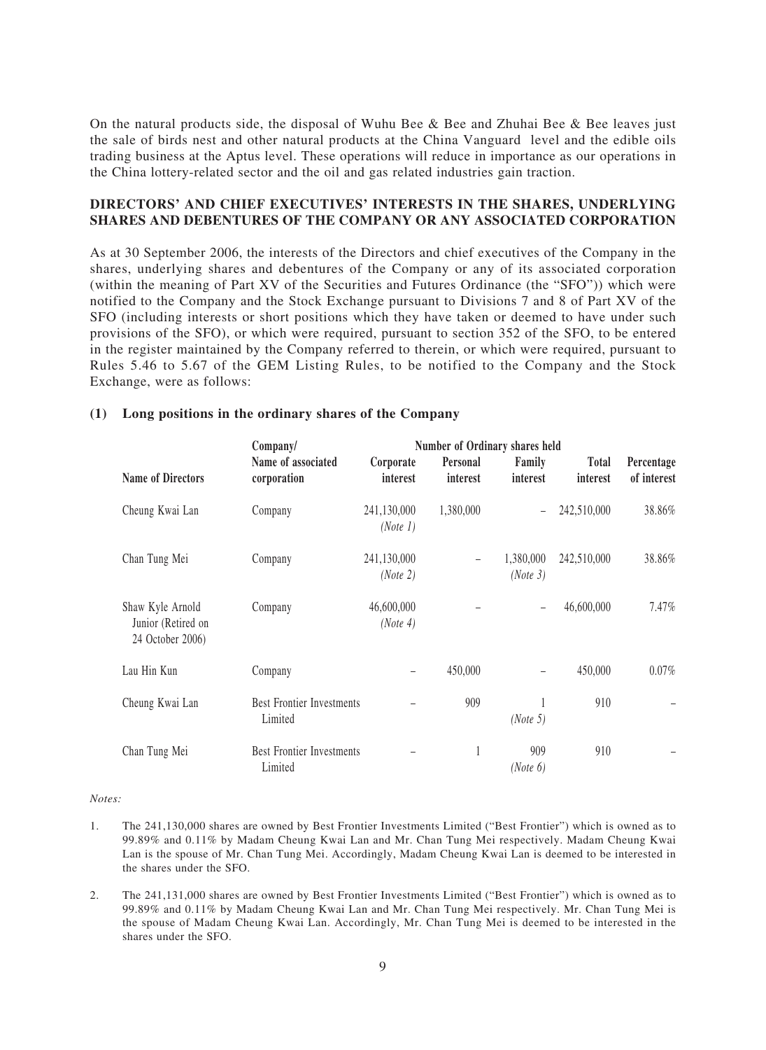On the natural products side, the disposal of Wuhu Bee & Bee and Zhuhai Bee & Bee leaves just the sale of birds nest and other natural products at the China Vanguard level and the edible oils trading business at the Aptus level. These operations will reduce in importance as our operations in the China lottery-related sector and the oil and gas related industries gain traction.

## DIRECTORS' AND CHIEF EXECUTIVES' INTERESTS IN THE SHARES, UNDERLYING SHARES AND DEBENTURES OF THE COMPANY OR ANY ASSOCIATED CORPORATION

As at 30 September 2006, the interests of the Directors and chief executives of the Company in the shares, underlying shares and debentures of the Company or any of its associated corporation (within the meaning of Part XV of the Securities and Futures Ordinance (the "SFO")) which were notified to the Company and the Stock Exchange pursuant to Divisions 7 and 8 of Part XV of the SFO (including interests or short positions which they have taken or deemed to have under such provisions of the SFO), or which were required, pursuant to section 352 of the SFO, to be entered in the register maintained by the Company referred to therein, or which were required, pursuant to Rules 5.46 to 5.67 of the GEM Listing Rules, to be notified to the Company and the Stock Exchange, were as follows:

### (1) Long positions in the ordinary shares of the Company

| Name of Directors | Company/ Name of associated corporation | Number of Ordinary shares held | | | | Percentage of interest |
|---|---|---|---|---|---|---|
| | | Corporate interest | Personal interest | Family interest | Total interest | |
| Cheung Kwai Lan | Company | 241,130,000 *(Note 1)* | 1,380,000 | – | 242,510,000 | 38.86% |
| Chan Tung Mei | Company | 241,130,000 *(Note 2)* | – | 1,380,000 *(Note 3)* | 242,510,000 | 38.86% |
| Shaw Kyle Arnold Junior (Retired on 24 October 2006) | Company | 46,600,000 *(Note 4)* | – | – | 46,600,000 | 7.47% |
| Lau Hin Kun | Company | – | 450,000 | – | 450,000 | 0.07% |
| Cheung Kwai Lan | Best Frontier Investments Limited | – | 909 | 1 *(Note 5)* | 910 | – |
| Chan Tung Mei | Best Frontier Investments Limited | – | 1 | 909 *(Note 6)* | 910 | – |

*Notes:*

1. The 241,130,000 shares are owned by Best Frontier Investments Limited ("Best Frontier") which is owned as to 99.89% and 0.11% by Madam Cheung Kwai Lan and Mr. Chan Tung Mei respectively. Madam Cheung Kwai Lan is the spouse of Mr. Chan Tung Mei. Accordingly, Madam Cheung Kwai Lan is deemed to be interested in the shares under the SFO.

2. The 241,131,000 shares are owned by Best Frontier Investments Limited ("Best Frontier") which is owned as to 99.89% and 0.11% by Madam Cheung Kwai Lan and Mr. Chan Tung Mei respectively. Mr. Chan Tung Mei is the spouse of Madam Cheung Kwai Lan. Accordingly, Mr. Chan Tung Mei is deemed to be interested in the shares under the SFO.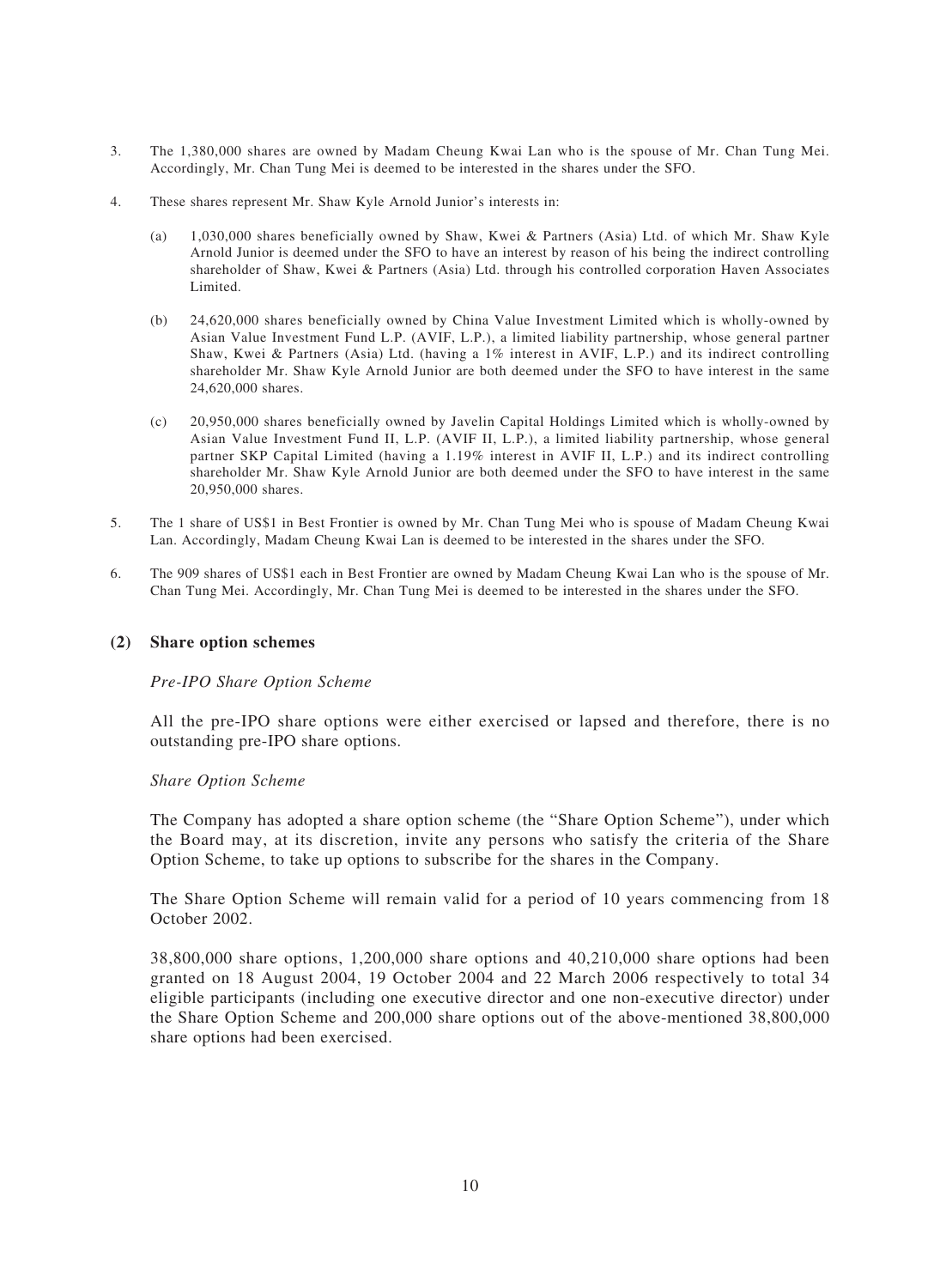3. The 1,380,000 shares are owned by Madam Cheung Kwai Lan who is the spouse of Mr. Chan Tung Mei. Accordingly, Mr. Chan Tung Mei is deemed to be interested in the shares under the SFO.

4. These shares represent Mr. Shaw Kyle Arnold Junior's interests in:

   (a) 1,030,000 shares beneficially owned by Shaw, Kwei & Partners (Asia) Ltd. of which Mr. Shaw Kyle Arnold Junior is deemed under the SFO to have an interest by reason of his being the indirect controlling shareholder of Shaw, Kwei & Partners (Asia) Ltd. through his controlled corporation Haven Associates Limited.

   (b) 24,620,000 shares beneficially owned by China Value Investment Limited which is wholly-owned by Asian Value Investment Fund L.P. (AVIF, L.P.), a limited liability partnership, whose general partner Shaw, Kwei & Partners (Asia) Ltd. (having a 1% interest in AVIF, L.P.) and its indirect controlling shareholder Mr. Shaw Kyle Arnold Junior are both deemed under the SFO to have interest in the same 24,620,000 shares.

   (c) 20,950,000 shares beneficially owned by Javelin Capital Holdings Limited which is wholly-owned by Asian Value Investment Fund II, L.P. (AVIF II, L.P.), a limited liability partnership, whose general partner SKP Capital Limited (having a 1.19% interest in AVIF II, L.P.) and its indirect controlling shareholder Mr. Shaw Kyle Arnold Junior are both deemed under the SFO to have interest in the same 20,950,000 shares.

5. The 1 share of US$1 in Best Frontier is owned by Mr. Chan Tung Mei who is spouse of Madam Cheung Kwai Lan. Accordingly, Madam Cheung Kwai Lan is deemed to be interested in the shares under the SFO.

6. The 909 shares of US$1 each in Best Frontier are owned by Madam Cheung Kwai Lan who is the spouse of Mr. Chan Tung Mei. Accordingly, Mr. Chan Tung Mei is deemed to be interested in the shares under the SFO.

## (2) Share option schemes

*Pre-IPO Share Option Scheme*

All the pre-IPO share options were either exercised or lapsed and therefore, there is no outstanding pre-IPO share options.

*Share Option Scheme*

The Company has adopted a share option scheme (the "Share Option Scheme"), under which the Board may, at its discretion, invite any persons who satisfy the criteria of the Share Option Scheme, to take up options to subscribe for the shares in the Company.

The Share Option Scheme will remain valid for a period of 10 years commencing from 18 October 2002.

38,800,000 share options, 1,200,000 share options and 40,210,000 share options had been granted on 18 August 2004, 19 October 2004 and 22 March 2006 respectively to total 34 eligible participants (including one executive director and one non-executive director) under the Share Option Scheme and 200,000 share options out of the above-mentioned 38,800,000 share options had been exercised.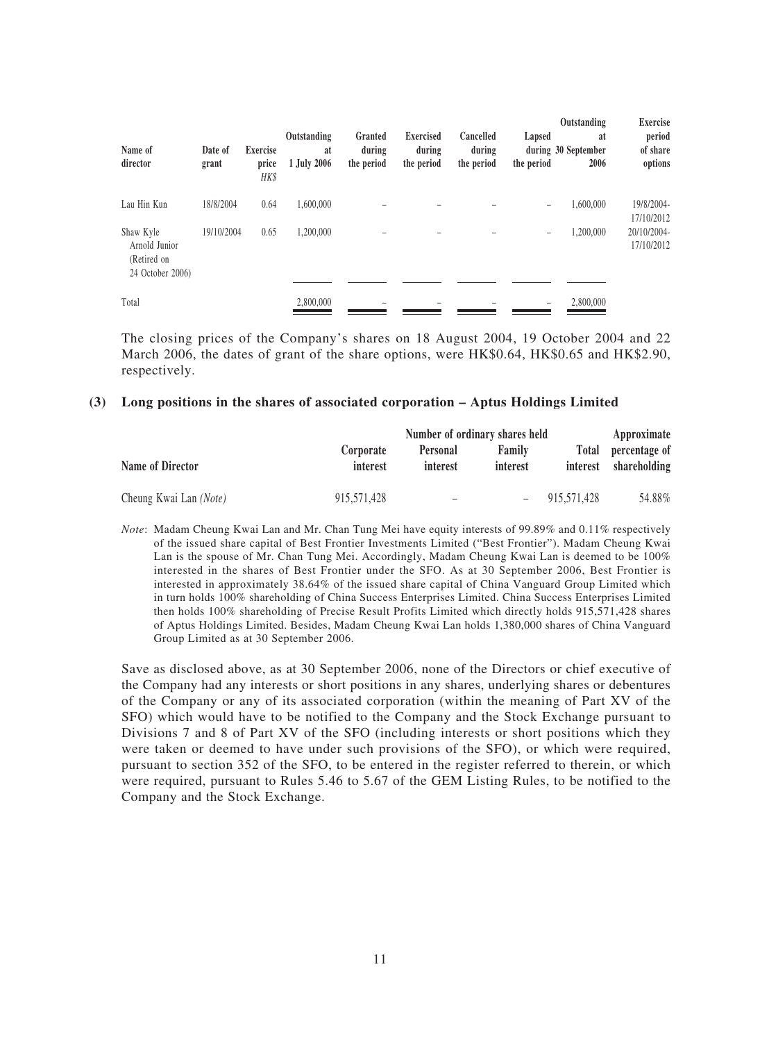| Name of director | Date of grant | Exercise price HK$ | Outstanding at 1 July 2006 | Granted during the period | Exercised during the period | Cancelled during the period | Lapsed during the period | Outstanding at 30 September 2006 | Exercise period of share options |
|---|---|---|---|---|---|---|---|---|---|
| Lau Hin Kun | 18/8/2004 | 0.64 | 1,600,000 | – | – | – | – | 1,600,000 | 19/8/2004-17/10/2012 |
| Shaw Kyle Arnold Junior (Retired on 24 October 2006) | 19/10/2004 | 0.65 | 1,200,000 | – | – | – | – | 1,200,000 | 20/10/2004-17/10/2012 |
| Total | | | 2,800,000 | – | – | – | – | 2,800,000 | |

The closing prices of the Company's shares on 18 August 2004, 19 October 2004 and 22 March 2006, the dates of grant of the share options, were HK$0.64, HK$0.65 and HK$2.90, respectively.

**(3) Long positions in the shares of associated corporation – Aptus Holdings Limited**

| Name of Director | Number of ordinary shares held | | | | Approximate percentage of shareholding |
|---|---|---|---|---|---|
| | Corporate interest | Personal interest | Family interest | Total interest | |
| Cheung Kwai Lan *(Note)* | 915,571,428 | – | – | 915,571,428 | 54.88% |

*Note*: Madam Cheung Kwai Lan and Mr. Chan Tung Mei have equity interests of 99.89% and 0.11% respectively of the issued share capital of Best Frontier Investments Limited ("Best Frontier"). Madam Cheung Kwai Lan is the spouse of Mr. Chan Tung Mei. Accordingly, Madam Cheung Kwai Lan is deemed to be 100% interested in the shares of Best Frontier under the SFO. As at 30 September 2006, Best Frontier is interested in approximately 38.64% of the issued share capital of China Vanguard Group Limited which in turn holds 100% shareholding of China Success Enterprises Limited. China Success Enterprises Limited then holds 100% shareholding of Precise Result Profits Limited which directly holds 915,571,428 shares of Aptus Holdings Limited. Besides, Madam Cheung Kwai Lan holds 1,380,000 shares of China Vanguard Group Limited as at 30 September 2006.

Save as disclosed above, as at 30 September 2006, none of the Directors or chief executive of the Company had any interests or short positions in any shares, underlying shares or debentures of the Company or any of its associated corporation (within the meaning of Part XV of the SFO) which would have to be notified to the Company and the Stock Exchange pursuant to Divisions 7 and 8 of Part XV of the SFO (including interests or short positions which they were taken or deemed to have under such provisions of the SFO), or which were required, pursuant to section 352 of the SFO, to be entered in the register referred to therein, or which were required, pursuant to Rules 5.46 to 5.67 of the GEM Listing Rules, to be notified to the Company and the Stock Exchange.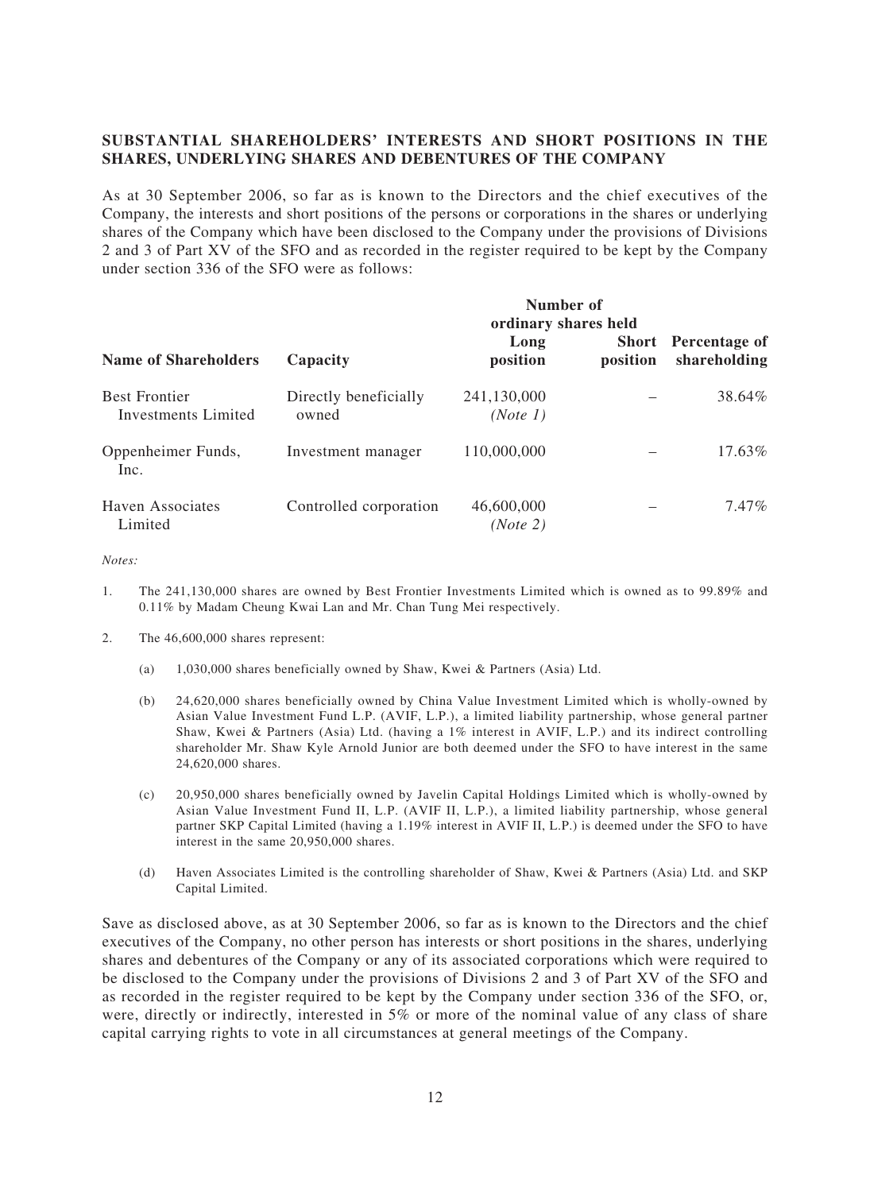## SUBSTANTIAL SHAREHOLDERS' INTERESTS AND SHORT POSITIONS IN THE SHARES, UNDERLYING SHARES AND DEBENTURES OF THE COMPANY

As at 30 September 2006, so far as is known to the Directors and the chief executives of the Company, the interests and short positions of the persons or corporations in the shares or underlying shares of the Company which have been disclosed to the Company under the provisions of Divisions 2 and 3 of Part XV of the SFO and as recorded in the register required to be kept by the Company under section 336 of the SFO were as follows:

| Name of Shareholders | Capacity | Number of ordinary shares held | | Percentage of shareholding |
|---|---|---|---|---|
| | | Long position | Short position | |
| Best Frontier Investments Limited | Directly beneficially owned | 241,130,000 *(Note 1)* | – | 38.64% |
| Oppenheimer Funds, Inc. | Investment manager | 110,000,000 | – | 17.63% |
| Haven Associates Limited | Controlled corporation | 46,600,000 *(Note 2)* | – | 7.47% |

*Notes:*

1. The 241,130,000 shares are owned by Best Frontier Investments Limited which is owned as to 99.89% and 0.11% by Madam Cheung Kwai Lan and Mr. Chan Tung Mei respectively.

2. The 46,600,000 shares represent:

   (a) 1,030,000 shares beneficially owned by Shaw, Kwei & Partners (Asia) Ltd.

   (b) 24,620,000 shares beneficially owned by China Value Investment Limited which is wholly-owned by Asian Value Investment Fund L.P. (AVIF, L.P.), a limited liability partnership, whose general partner Shaw, Kwei & Partners (Asia) Ltd. (having a 1% interest in AVIF, L.P.) and its indirect controlling shareholder Mr. Shaw Kyle Arnold Junior are both deemed under the SFO to have interest in the same 24,620,000 shares.

   (c) 20,950,000 shares beneficially owned by Javelin Capital Holdings Limited which is wholly-owned by Asian Value Investment Fund II, L.P. (AVIF II, L.P.), a limited liability partnership, whose general partner SKP Capital Limited (having a 1.19% interest in AVIF II, L.P.) is deemed under the SFO to have interest in the same 20,950,000 shares.

   (d) Haven Associates Limited is the controlling shareholder of Shaw, Kwei & Partners (Asia) Ltd. and SKP Capital Limited.

Save as disclosed above, as at 30 September 2006, so far as is known to the Directors and the chief executives of the Company, no other person has interests or short positions in the shares, underlying shares and debentures of the Company or any of its associated corporations which were required to be disclosed to the Company under the provisions of Divisions 2 and 3 of Part XV of the SFO and as recorded in the register required to be kept by the Company under section 336 of the SFO, or, were, directly or indirectly, interested in 5% or more of the nominal value of any class of share capital carrying rights to vote in all circumstances at general meetings of the Company.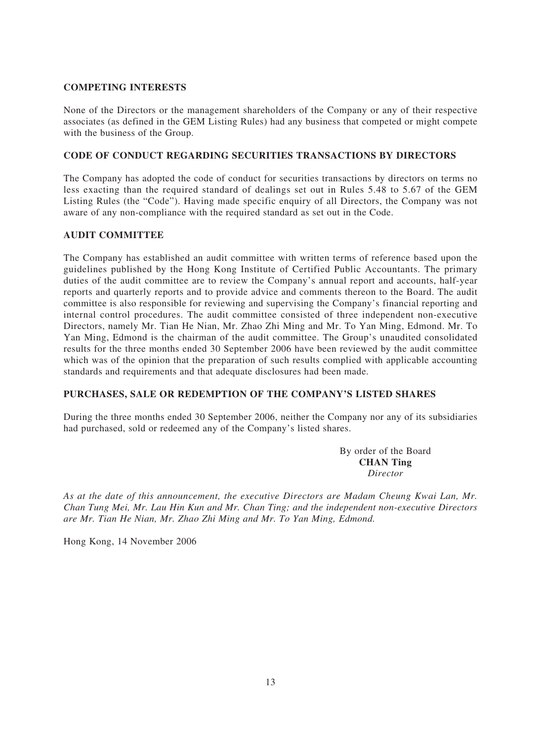## COMPETING INTERESTS

None of the Directors or the management shareholders of the Company or any of their respective associates (as defined in the GEM Listing Rules) had any business that competed or might compete with the business of the Group.

## CODE OF CONDUCT REGARDING SECURITIES TRANSACTIONS BY DIRECTORS

The Company has adopted the code of conduct for securities transactions by directors on terms no less exacting than the required standard of dealings set out in Rules 5.48 to 5.67 of the GEM Listing Rules (the "Code"). Having made specific enquiry of all Directors, the Company was not aware of any non-compliance with the required standard as set out in the Code.

## AUDIT COMMITTEE

The Company has established an audit committee with written terms of reference based upon the guidelines published by the Hong Kong Institute of Certified Public Accountants. The primary duties of the audit committee are to review the Company's annual report and accounts, half-year reports and quarterly reports and to provide advice and comments thereon to the Board. The audit committee is also responsible for reviewing and supervising the Company's financial reporting and internal control procedures. The audit committee consisted of three independent non-executive Directors, namely Mr. Tian He Nian, Mr. Zhao Zhi Ming and Mr. To Yan Ming, Edmond. Mr. To Yan Ming, Edmond is the chairman of the audit committee. The Group's unaudited consolidated results for the three months ended 30 September 2006 have been reviewed by the audit committee which was of the opinion that the preparation of such results complied with applicable accounting standards and requirements and that adequate disclosures had been made.

## PURCHASES, SALE OR REDEMPTION OF THE COMPANY'S LISTED SHARES

During the three months ended 30 September 2006, neither the Company nor any of its subsidiaries had purchased, sold or redeemed any of the Company's listed shares.

By order of the Board
**CHAN Ting**
*Director*

*As at the date of this announcement, the executive Directors are Madam Cheung Kwai Lan, Mr. Chan Tung Mei, Mr. Lau Hin Kun and Mr. Chan Ting; and the independent non-executive Directors are Mr. Tian He Nian, Mr. Zhao Zhi Ming and Mr. To Yan Ming, Edmond.*

Hong Kong, 14 November 2006